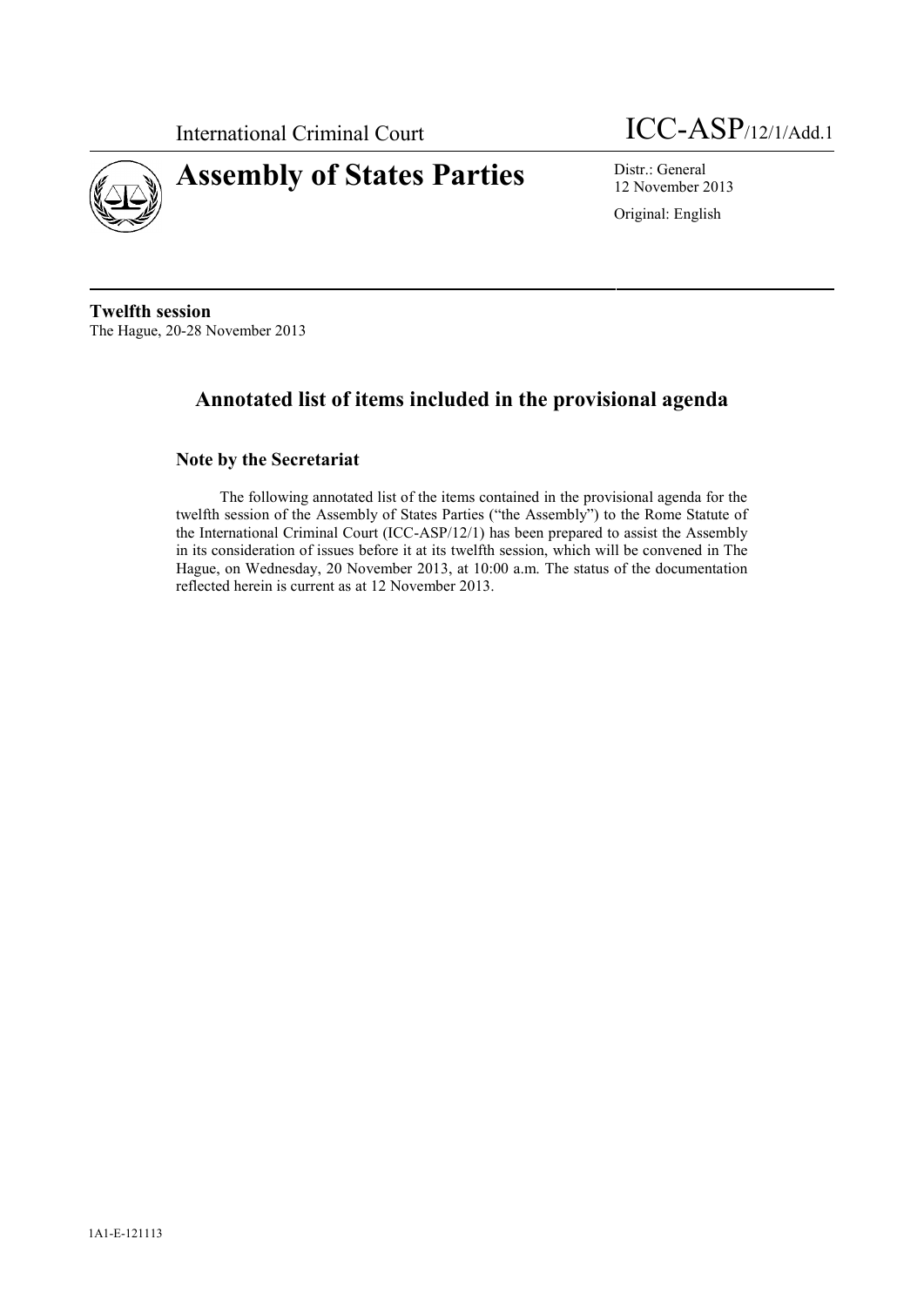International Criminal Court

ICC-ASP/12/1/Add.1

# Assembly of States Parties

Distr.: General
12 November 2013

Original: English

**Twelfth session**
The Hague, 20-28 November 2013

## Annotated list of items included in the provisional agenda

### Note by the Secretariat

The following annotated list of the items contained in the provisional agenda for the twelfth session of the Assembly of States Parties ("the Assembly") to the Rome Statute of the International Criminal Court (ICC-ASP/12/1) has been prepared to assist the Assembly in its consideration of issues before it at its twelfth session, which will be convened in The Hague, on Wednesday, 20 November 2013, at 10:00 a.m. The status of the documentation reflected herein is current as at 12 November 2013.

1A1-E-121113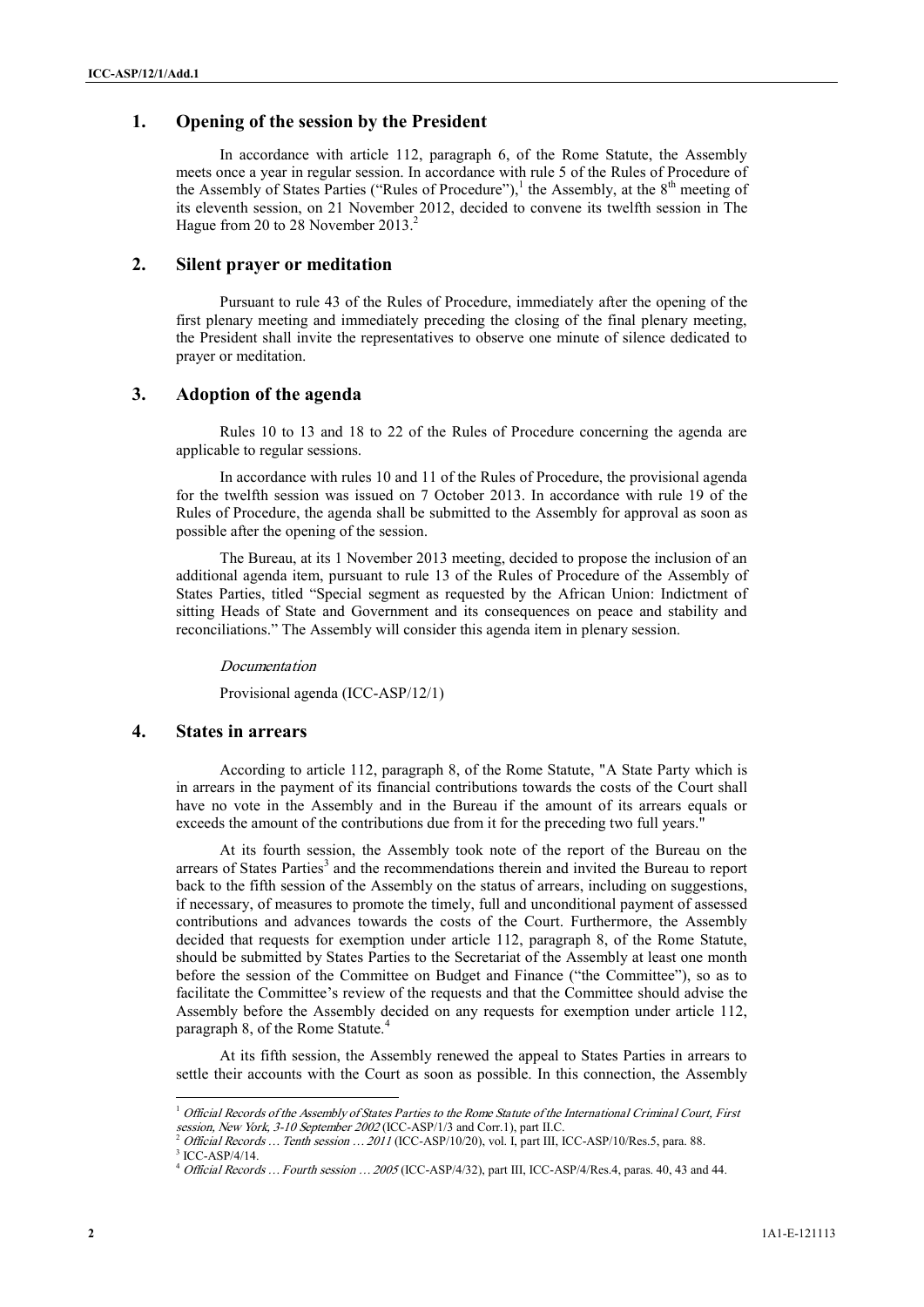## 1. Opening of the session by the President

In accordance with article 112, paragraph 6, of the Rome Statute, the Assembly meets once a year in regular session. In accordance with rule 5 of the Rules of Procedure of the Assembly of States Parties ("Rules of Procedure"),[1] the Assembly, at the 8th meeting of its eleventh session, on 21 November 2012, decided to convene its twelfth session in The Hague from 20 to 28 November 2013.[2]

## 2. Silent prayer or meditation

Pursuant to rule 43 of the Rules of Procedure, immediately after the opening of the first plenary meeting and immediately preceding the closing of the final plenary meeting, the President shall invite the representatives to observe one minute of silence dedicated to prayer or meditation.

## 3. Adoption of the agenda

Rules 10 to 13 and 18 to 22 of the Rules of Procedure concerning the agenda are applicable to regular sessions.

In accordance with rules 10 and 11 of the Rules of Procedure, the provisional agenda for the twelfth session was issued on 7 October 2013. In accordance with rule 19 of the Rules of Procedure, the agenda shall be submitted to the Assembly for approval as soon as possible after the opening of the session.

The Bureau, at its 1 November 2013 meeting, decided to propose the inclusion of an additional agenda item, pursuant to rule 13 of the Rules of Procedure of the Assembly of States Parties, titled "Special segment as requested by the African Union: Indictment of sitting Heads of State and Government and its consequences on peace and stability and reconciliations." The Assembly will consider this agenda item in plenary session.

*Documentation*

Provisional agenda (ICC-ASP/12/1)

## 4. States in arrears

According to article 112, paragraph 8, of the Rome Statute, "A State Party which is in arrears in the payment of its financial contributions towards the costs of the Court shall have no vote in the Assembly and in the Bureau if the amount of its arrears equals or exceeds the amount of the contributions due from it for the preceding two full years."

At its fourth session, the Assembly took note of the report of the Bureau on the arrears of States Parties[3] and the recommendations therein and invited the Bureau to report back to the fifth session of the Assembly on the status of arrears, including on suggestions, if necessary, of measures to promote the timely, full and unconditional payment of assessed contributions and advances towards the costs of the Court. Furthermore, the Assembly decided that requests for exemption under article 112, paragraph 8, of the Rome Statute, should be submitted by States Parties to the Secretariat of the Assembly at least one month before the session of the Committee on Budget and Finance ("the Committee"), so as to facilitate the Committee's review of the requests and that the Committee should advise the Assembly before the Assembly decided on any requests for exemption under article 112, paragraph 8, of the Rome Statute.[4]

At its fifth session, the Assembly renewed the appeal to States Parties in arrears to settle their accounts with the Court as soon as possible. In this connection, the Assembly

---

[1] *Official Records of the Assembly of States Parties to the Rome Statute of the International Criminal Court, First session, New York, 3-10 September 2002* (ICC-ASP/1/3 and Corr.1), part II.C.

[2] *Official Records … Tenth session … 2011* (ICC-ASP/10/20), vol. I, part III, ICC-ASP/10/Res.5, para. 88.

[3] ICC-ASP/4/14.

[4] *Official Records … Fourth session … 2005* (ICC-ASP/4/32), part III, ICC-ASP/4/Res.4, paras. 40, 43 and 44.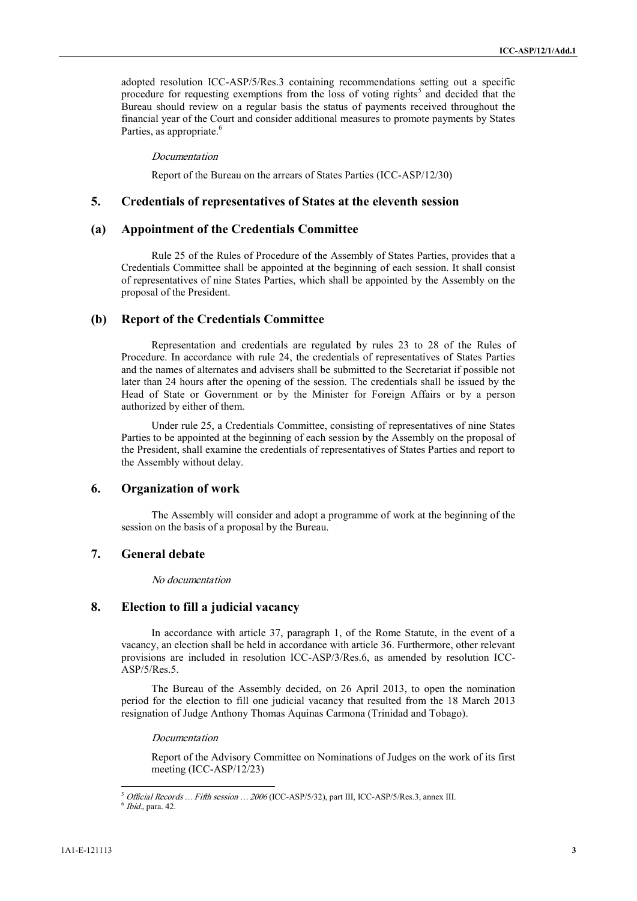adopted resolution ICC-ASP/5/Res.3 containing recommendations setting out a specific procedure for requesting exemptions from the loss of voting rights[5] and decided that the Bureau should review on a regular basis the status of payments received throughout the financial year of the Court and consider additional measures to promote payments by States Parties, as appropriate.[6]

*Documentation*

Report of the Bureau on the arrears of States Parties (ICC-ASP/12/30)

## 5. Credentials of representatives of States at the eleventh session

### (a) Appointment of the Credentials Committee

Rule 25 of the Rules of Procedure of the Assembly of States Parties, provides that a Credentials Committee shall be appointed at the beginning of each session. It shall consist of representatives of nine States Parties, which shall be appointed by the Assembly on the proposal of the President.

### (b) Report of the Credentials Committee

Representation and credentials are regulated by rules 23 to 28 of the Rules of Procedure. In accordance with rule 24, the credentials of representatives of States Parties and the names of alternates and advisers shall be submitted to the Secretariat if possible not later than 24 hours after the opening of the session. The credentials shall be issued by the Head of State or Government or by the Minister for Foreign Affairs or by a person authorized by either of them.

Under rule 25, a Credentials Committee, consisting of representatives of nine States Parties to be appointed at the beginning of each session by the Assembly on the proposal of the President, shall examine the credentials of representatives of States Parties and report to the Assembly without delay.

## 6. Organization of work

The Assembly will consider and adopt a programme of work at the beginning of the session on the basis of a proposal by the Bureau.

## 7. General debate

*No documentation*

## 8. Election to fill a judicial vacancy

In accordance with article 37, paragraph 1, of the Rome Statute, in the event of a vacancy, an election shall be held in accordance with article 36. Furthermore, other relevant provisions are included in resolution ICC-ASP/3/Res.6, as amended by resolution ICC-ASP/5/Res.5.

The Bureau of the Assembly decided, on 26 April 2013, to open the nomination period for the election to fill one judicial vacancy that resulted from the 18 March 2013 resignation of Judge Anthony Thomas Aquinas Carmona (Trinidad and Tobago).

*Documentation*

Report of the Advisory Committee on Nominations of Judges on the work of its first meeting (ICC-ASP/12/23)

---

[5] *Official Records … Fifth session … 2006* (ICC-ASP/5/32), part III, ICC-ASP/5/Res.3, annex III.

[6] *Ibid*., para. 42.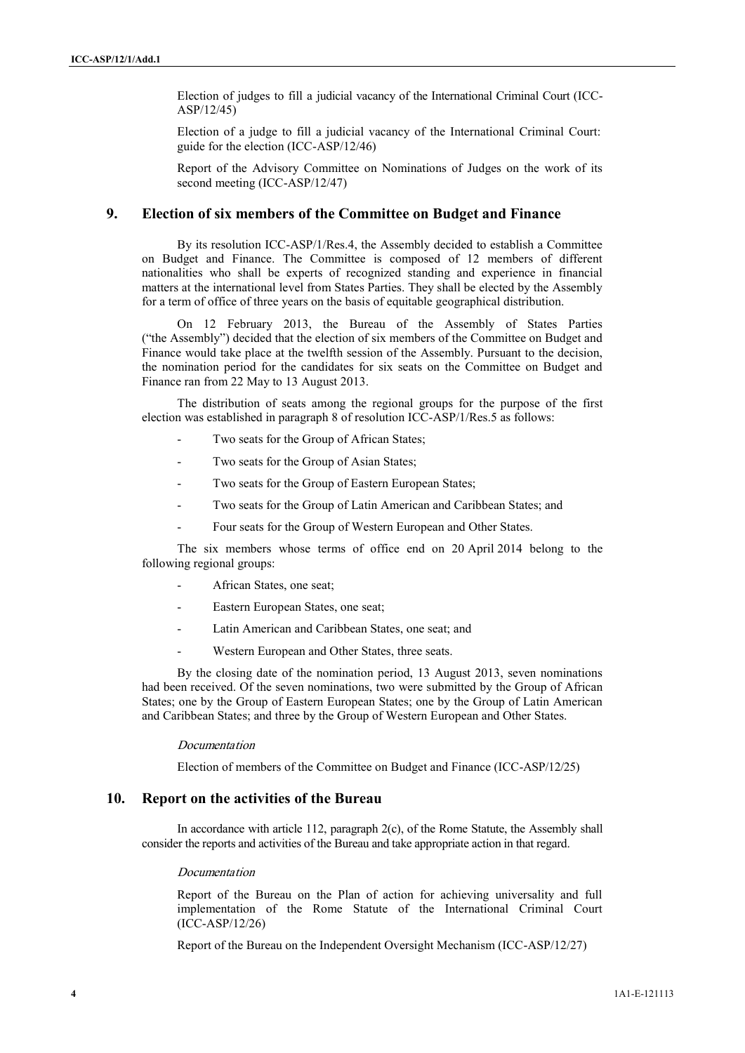Election of judges to fill a judicial vacancy of the International Criminal Court (ICC-ASP/12/45)

Election of a judge to fill a judicial vacancy of the International Criminal Court: guide for the election (ICC-ASP/12/46)

Report of the Advisory Committee on Nominations of Judges on the work of its second meeting (ICC-ASP/12/47)

## 9. Election of six members of the Committee on Budget and Finance

By its resolution ICC-ASP/1/Res.4, the Assembly decided to establish a Committee on Budget and Finance. The Committee is composed of 12 members of different nationalities who shall be experts of recognized standing and experience in financial matters at the international level from States Parties. They shall be elected by the Assembly for a term of office of three years on the basis of equitable geographical distribution.

On 12 February 2013, the Bureau of the Assembly of States Parties ("the Assembly") decided that the election of six members of the Committee on Budget and Finance would take place at the twelfth session of the Assembly. Pursuant to the decision, the nomination period for the candidates for six seats on the Committee on Budget and Finance ran from 22 May to 13 August 2013.

The distribution of seats among the regional groups for the purpose of the first election was established in paragraph 8 of resolution ICC-ASP/1/Res.5 as follows:

- Two seats for the Group of African States;
- Two seats for the Group of Asian States;
- Two seats for the Group of Eastern European States;
- Two seats for the Group of Latin American and Caribbean States; and
- Four seats for the Group of Western European and Other States.

The six members whose terms of office end on 20 April 2014 belong to the following regional groups:

- African States, one seat;
- Eastern European States, one seat;
- Latin American and Caribbean States, one seat; and
- Western European and Other States, three seats.

By the closing date of the nomination period, 13 August 2013, seven nominations had been received. Of the seven nominations, two were submitted by the Group of African States; one by the Group of Eastern European States; one by the Group of Latin American and Caribbean States; and three by the Group of Western European and Other States.

*Documentation*

Election of members of the Committee on Budget and Finance (ICC-ASP/12/25)

## 10. Report on the activities of the Bureau

In accordance with article 112, paragraph 2(c), of the Rome Statute, the Assembly shall consider the reports and activities of the Bureau and take appropriate action in that regard.

*Documentation*

Report of the Bureau on the Plan of action for achieving universality and full implementation of the Rome Statute of the International Criminal Court (ICC-ASP/12/26)

Report of the Bureau on the Independent Oversight Mechanism (ICC-ASP/12/27)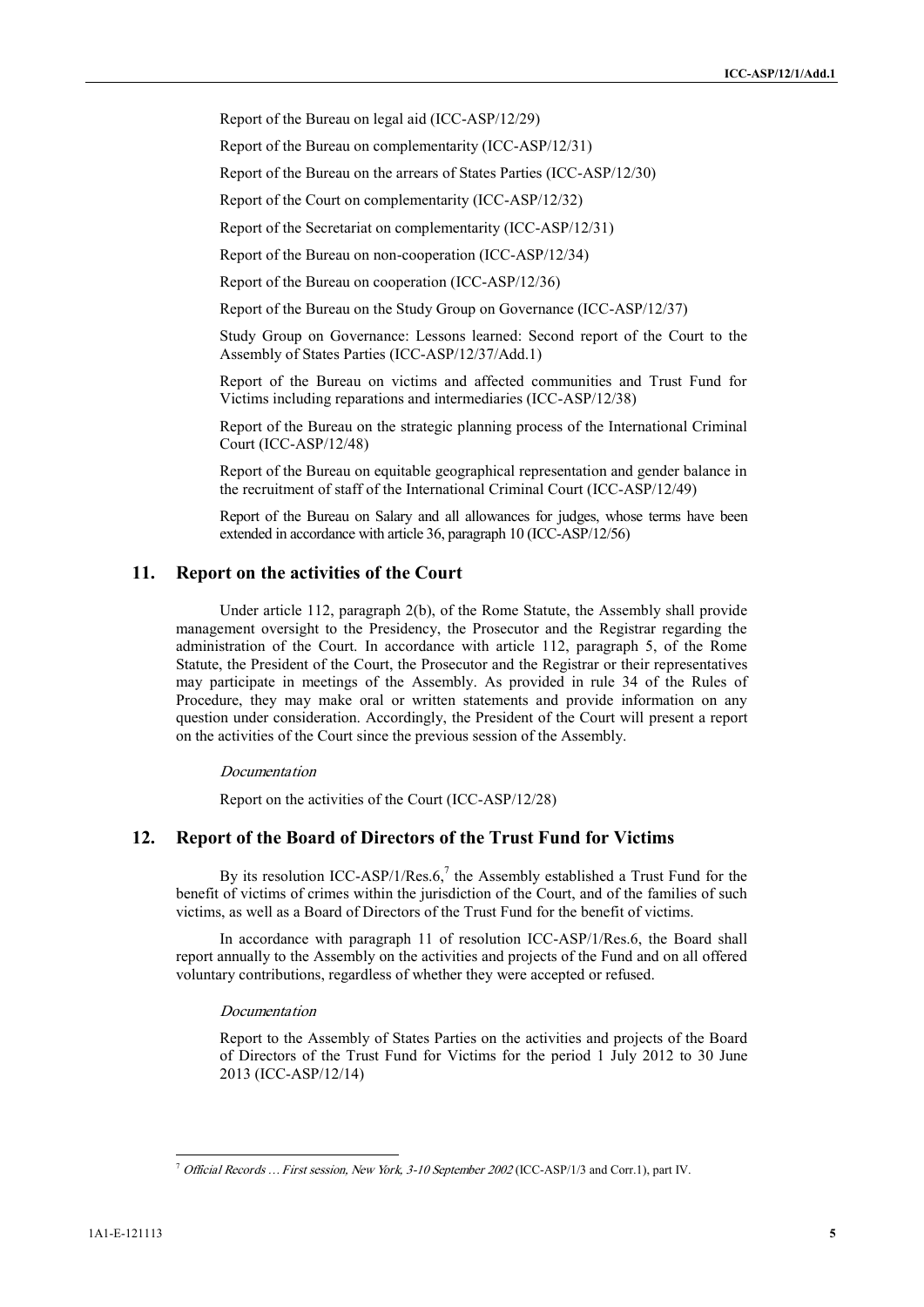Report of the Bureau on legal aid (ICC-ASP/12/29)

Report of the Bureau on complementarity (ICC-ASP/12/31)

Report of the Bureau on the arrears of States Parties (ICC-ASP/12/30)

Report of the Court on complementarity (ICC-ASP/12/32)

Report of the Secretariat on complementarity (ICC-ASP/12/31)

Report of the Bureau on non-cooperation (ICC-ASP/12/34)

Report of the Bureau on cooperation (ICC-ASP/12/36)

Report of the Bureau on the Study Group on Governance (ICC-ASP/12/37)

Study Group on Governance: Lessons learned: Second report of the Court to the Assembly of States Parties (ICC-ASP/12/37/Add.1)

Report of the Bureau on victims and affected communities and Trust Fund for Victims including reparations and intermediaries (ICC-ASP/12/38)

Report of the Bureau on the strategic planning process of the International Criminal Court (ICC-ASP/12/48)

Report of the Bureau on equitable geographical representation and gender balance in the recruitment of staff of the International Criminal Court (ICC-ASP/12/49)

Report of the Bureau on Salary and all allowances for judges, whose terms have been extended in accordance with article 36, paragraph 10 (ICC-ASP/12/56)

## 11. Report on the activities of the Court

Under article 112, paragraph 2(b), of the Rome Statute, the Assembly shall provide management oversight to the Presidency, the Prosecutor and the Registrar regarding the administration of the Court. In accordance with article 112, paragraph 5, of the Rome Statute, the President of the Court, the Prosecutor and the Registrar or their representatives may participate in meetings of the Assembly. As provided in rule 34 of the Rules of Procedure, they may make oral or written statements and provide information on any question under consideration. Accordingly, the President of the Court will present a report on the activities of the Court since the previous session of the Assembly.

*Documentation*

Report on the activities of the Court (ICC-ASP/12/28)

## 12. Report of the Board of Directors of the Trust Fund for Victims

By its resolution ICC-ASP/1/Res.6,[7] the Assembly established a Trust Fund for the benefit of victims of crimes within the jurisdiction of the Court, and of the families of such victims, as well as a Board of Directors of the Trust Fund for the benefit of victims.

In accordance with paragraph 11 of resolution ICC-ASP/1/Res.6, the Board shall report annually to the Assembly on the activities and projects of the Fund and on all offered voluntary contributions, regardless of whether they were accepted or refused.

*Documentation*

Report to the Assembly of States Parties on the activities and projects of the Board of Directors of the Trust Fund for Victims for the period 1 July 2012 to 30 June 2013 (ICC-ASP/12/14)

---

[7] *Official Records … First session, New York, 3-10 September 2002* (ICC-ASP/1/3 and Corr.1), part IV.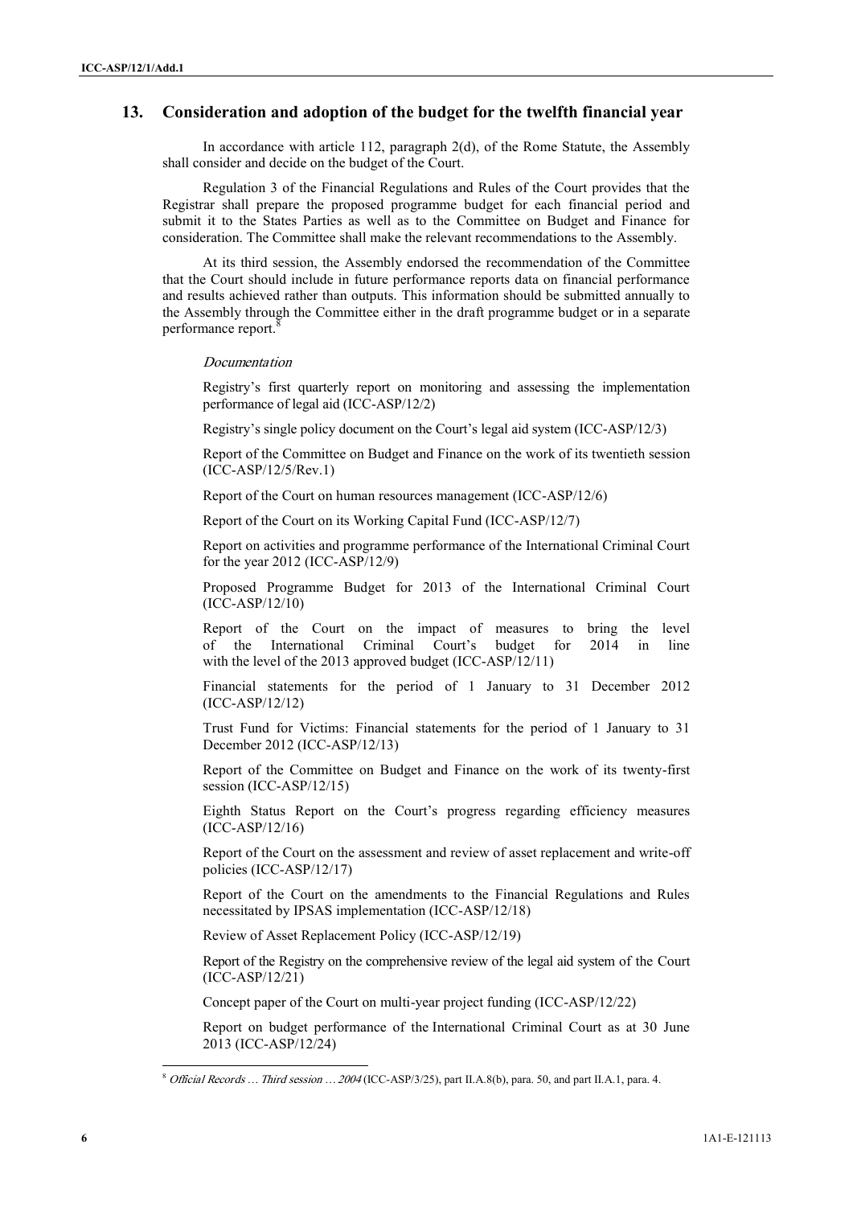## 13. Consideration and adoption of the budget for the twelfth financial year

In accordance with article 112, paragraph 2(d), of the Rome Statute, the Assembly shall consider and decide on the budget of the Court.

Regulation 3 of the Financial Regulations and Rules of the Court provides that the Registrar shall prepare the proposed programme budget for each financial period and submit it to the States Parties as well as to the Committee on Budget and Finance for consideration. The Committee shall make the relevant recommendations to the Assembly.

At its third session, the Assembly endorsed the recommendation of the Committee that the Court should include in future performance reports data on financial performance and results achieved rather than outputs. This information should be submitted annually to the Assembly through the Committee either in the draft programme budget or in a separate performance report.[8]

*Documentation*

Registry's first quarterly report on monitoring and assessing the implementation performance of legal aid (ICC-ASP/12/2)

Registry's single policy document on the Court's legal aid system (ICC-ASP/12/3)

Report of the Committee on Budget and Finance on the work of its twentieth session (ICC-ASP/12/5/Rev.1)

Report of the Court on human resources management (ICC-ASP/12/6)

Report of the Court on its Working Capital Fund (ICC-ASP/12/7)

Report on activities and programme performance of the International Criminal Court for the year 2012 (ICC-ASP/12/9)

Proposed Programme Budget for 2013 of the International Criminal Court (ICC-ASP/12/10)

Report of the Court on the impact of measures to bring the level of the International Criminal Court's budget for 2014 in line with the level of the 2013 approved budget (ICC-ASP/12/11)

Financial statements for the period of 1 January to 31 December 2012 (ICC-ASP/12/12)

Trust Fund for Victims: Financial statements for the period of 1 January to 31 December 2012 (ICC-ASP/12/13)

Report of the Committee on Budget and Finance on the work of its twenty-first session (ICC-ASP/12/15)

Eighth Status Report on the Court's progress regarding efficiency measures (ICC-ASP/12/16)

Report of the Court on the assessment and review of asset replacement and write-off policies (ICC-ASP/12/17)

Report of the Court on the amendments to the Financial Regulations and Rules necessitated by IPSAS implementation (ICC-ASP/12/18)

Review of Asset Replacement Policy (ICC-ASP/12/19)

Report of the Registry on the comprehensive review of the legal aid system of the Court (ICC-ASP/12/21)

Concept paper of the Court on multi-year project funding (ICC-ASP/12/22)

Report on budget performance of the International Criminal Court as at 30 June 2013 (ICC-ASP/12/24)

---

[8] *Official Records … Third session … 2004* (ICC-ASP/3/25), part II.A.8(b), para. 50, and part II.A.1, para. 4.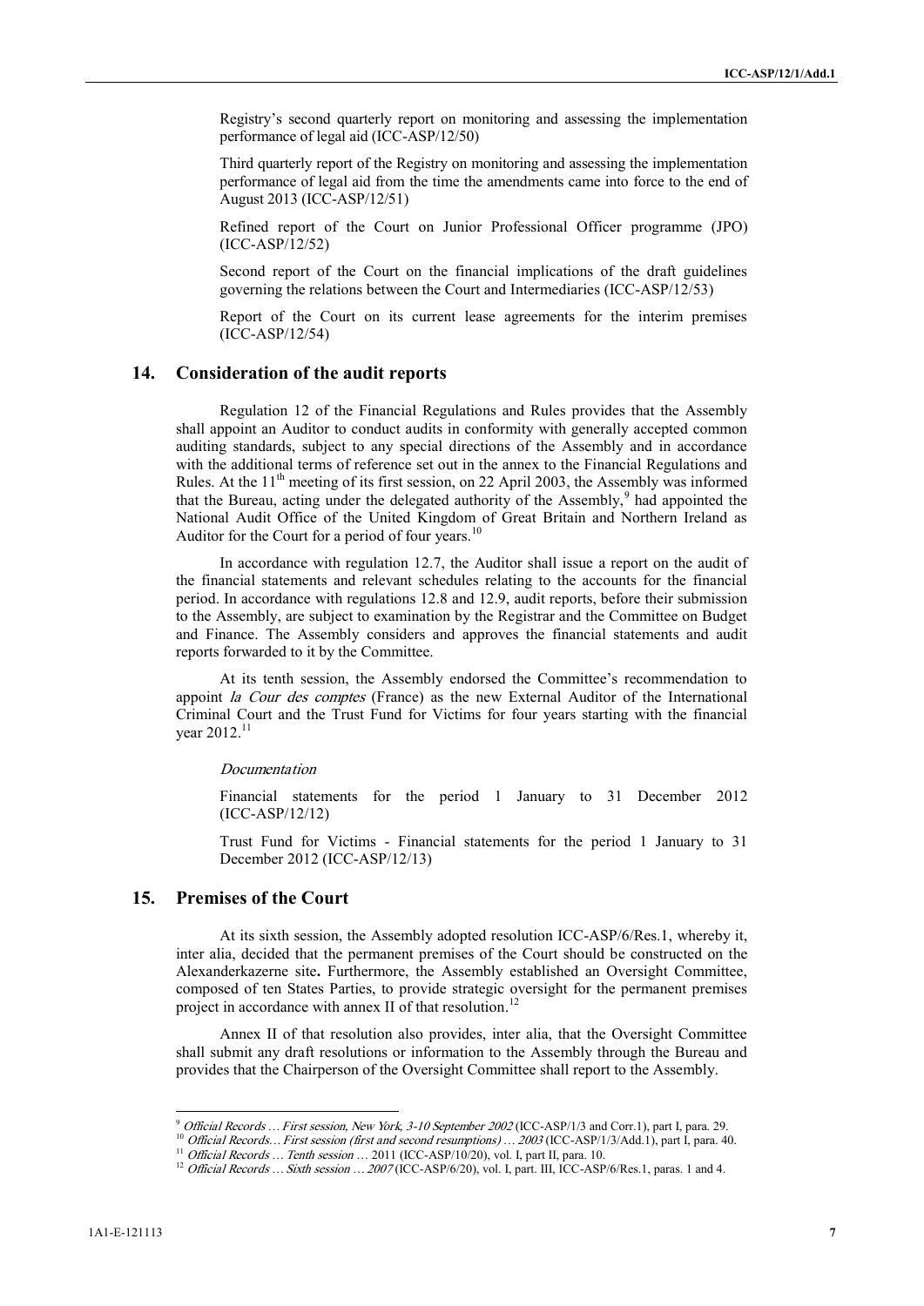Registry's second quarterly report on monitoring and assessing the implementation performance of legal aid (ICC-ASP/12/50)

Third quarterly report of the Registry on monitoring and assessing the implementation performance of legal aid from the time the amendments came into force to the end of August 2013 (ICC-ASP/12/51)

Refined report of the Court on Junior Professional Officer programme (JPO) (ICC-ASP/12/52)

Second report of the Court on the financial implications of the draft guidelines governing the relations between the Court and Intermediaries (ICC-ASP/12/53)

Report of the Court on its current lease agreements for the interim premises (ICC-ASP/12/54)

## 14. Consideration of the audit reports

Regulation 12 of the Financial Regulations and Rules provides that the Assembly shall appoint an Auditor to conduct audits in conformity with generally accepted common auditing standards, subject to any special directions of the Assembly and in accordance with the additional terms of reference set out in the annex to the Financial Regulations and Rules. At the 11th meeting of its first session, on 22 April 2003, the Assembly was informed that the Bureau, acting under the delegated authority of the Assembly,[9] had appointed the National Audit Office of the United Kingdom of Great Britain and Northern Ireland as Auditor for the Court for a period of four years.[10]

In accordance with regulation 12.7, the Auditor shall issue a report on the audit of the financial statements and relevant schedules relating to the accounts for the financial period. In accordance with regulations 12.8 and 12.9, audit reports, before their submission to the Assembly, are subject to examination by the Registrar and the Committee on Budget and Finance. The Assembly considers and approves the financial statements and audit reports forwarded to it by the Committee.

At its tenth session, the Assembly endorsed the Committee's recommendation to appoint *la Cour des comptes* (France) as the new External Auditor of the International Criminal Court and the Trust Fund for Victims for four years starting with the financial year 2012.[11]

*Documentation*

Financial statements for the period 1 January to 31 December 2012 (ICC-ASP/12/12)

Trust Fund for Victims - Financial statements for the period 1 January to 31 December 2012 (ICC-ASP/12/13)

## 15. Premises of the Court

At its sixth session, the Assembly adopted resolution ICC-ASP/6/Res.1, whereby it, inter alia, decided that the permanent premises of the Court should be constructed on the Alexanderkazerne site**.** Furthermore, the Assembly established an Oversight Committee, composed of ten States Parties, to provide strategic oversight for the permanent premises project in accordance with annex II of that resolution.[12]

Annex II of that resolution also provides, inter alia, that the Oversight Committee shall submit any draft resolutions or information to the Assembly through the Bureau and provides that the Chairperson of the Oversight Committee shall report to the Assembly.

---

[9] *Official Records … First session, New York, 3-10 September 2002* (ICC-ASP/1/3 and Corr.1), part I, para. 29.

[10] *Official Records… First session (first and second resumptions) … 2003* (ICC-ASP/1/3/Add.1), part I, para. 40.

[11] *Official Records … Tenth session …* 2011 (ICC-ASP/10/20), vol. I, part II, para. 10.

[12] *Official Records … Sixth session … 2007* (ICC-ASP/6/20), vol. I, part. III, ICC-ASP/6/Res.1, paras. 1 and 4.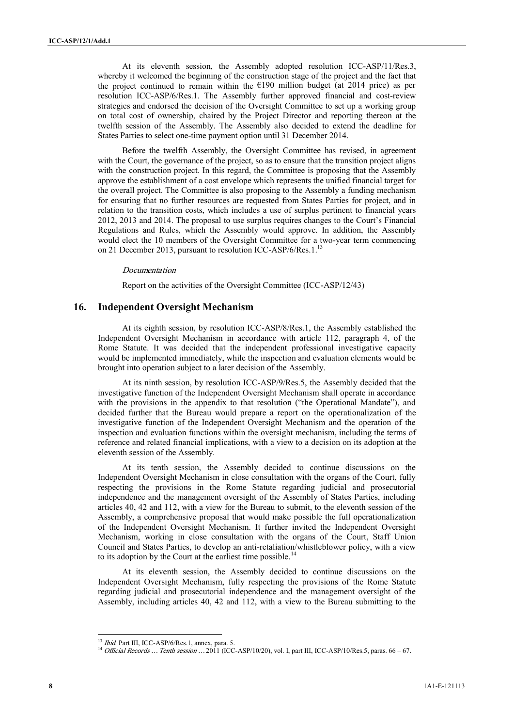At its eleventh session, the Assembly adopted resolution ICC-ASP/11/Res.3, whereby it welcomed the beginning of the construction stage of the project and the fact that the project continued to remain within the €190 million budget (at 2014 price) as per resolution ICC-ASP/6/Res.1. The Assembly further approved financial and cost-review strategies and endorsed the decision of the Oversight Committee to set up a working group on total cost of ownership, chaired by the Project Director and reporting thereon at the twelfth session of the Assembly. The Assembly also decided to extend the deadline for States Parties to select one-time payment option until 31 December 2014.

Before the twelfth Assembly, the Oversight Committee has revised, in agreement with the Court, the governance of the project, so as to ensure that the transition project aligns with the construction project. In this regard, the Committee is proposing that the Assembly approve the establishment of a cost envelope which represents the unified financial target for the overall project. The Committee is also proposing to the Assembly a funding mechanism for ensuring that no further resources are requested from States Parties for project, and in relation to the transition costs, which includes a use of surplus pertinent to financial years 2012, 2013 and 2014. The proposal to use surplus requires changes to the Court's Financial Regulations and Rules, which the Assembly would approve. In addition, the Assembly would elect the 10 members of the Oversight Committee for a two-year term commencing on 21 December 2013, pursuant to resolution ICC-ASP/6/Res.1.[13]

*Documentation*

Report on the activities of the Oversight Committee (ICC-ASP/12/43)

## 16. Independent Oversight Mechanism

At its eighth session, by resolution ICC-ASP/8/Res.1, the Assembly established the Independent Oversight Mechanism in accordance with article 112, paragraph 4, of the Rome Statute. It was decided that the independent professional investigative capacity would be implemented immediately, while the inspection and evaluation elements would be brought into operation subject to a later decision of the Assembly.

At its ninth session, by resolution ICC-ASP/9/Res.5, the Assembly decided that the investigative function of the Independent Oversight Mechanism shall operate in accordance with the provisions in the appendix to that resolution ("the Operational Mandate"), and decided further that the Bureau would prepare a report on the operationalization of the investigative function of the Independent Oversight Mechanism and the operation of the inspection and evaluation functions within the oversight mechanism, including the terms of reference and related financial implications, with a view to a decision on its adoption at the eleventh session of the Assembly.

At its tenth session, the Assembly decided to continue discussions on the Independent Oversight Mechanism in close consultation with the organs of the Court, fully respecting the provisions in the Rome Statute regarding judicial and prosecutorial independence and the management oversight of the Assembly of States Parties, including articles 40, 42 and 112, with a view for the Bureau to submit, to the eleventh session of the Assembly, a comprehensive proposal that would make possible the full operationalization of the Independent Oversight Mechanism. It further invited the Independent Oversight Mechanism, working in close consultation with the organs of the Court, Staff Union Council and States Parties, to develop an anti-retaliation/whistleblower policy, with a view to its adoption by the Court at the earliest time possible.[14]

At its eleventh session, the Assembly decided to continue discussions on the Independent Oversight Mechanism, fully respecting the provisions of the Rome Statute regarding judicial and prosecutorial independence and the management oversight of the Assembly, including articles 40, 42 and 112, with a view to the Bureau submitting to the

---

[13] *Ibid.* Part III, ICC-ASP/6/Res.1, annex, para. 5.

[14] *Official Records … Tenth session …* 2011 (ICC-ASP/10/20), vol. I, part III, ICC-ASP/10/Res.5, paras. 66 – 67.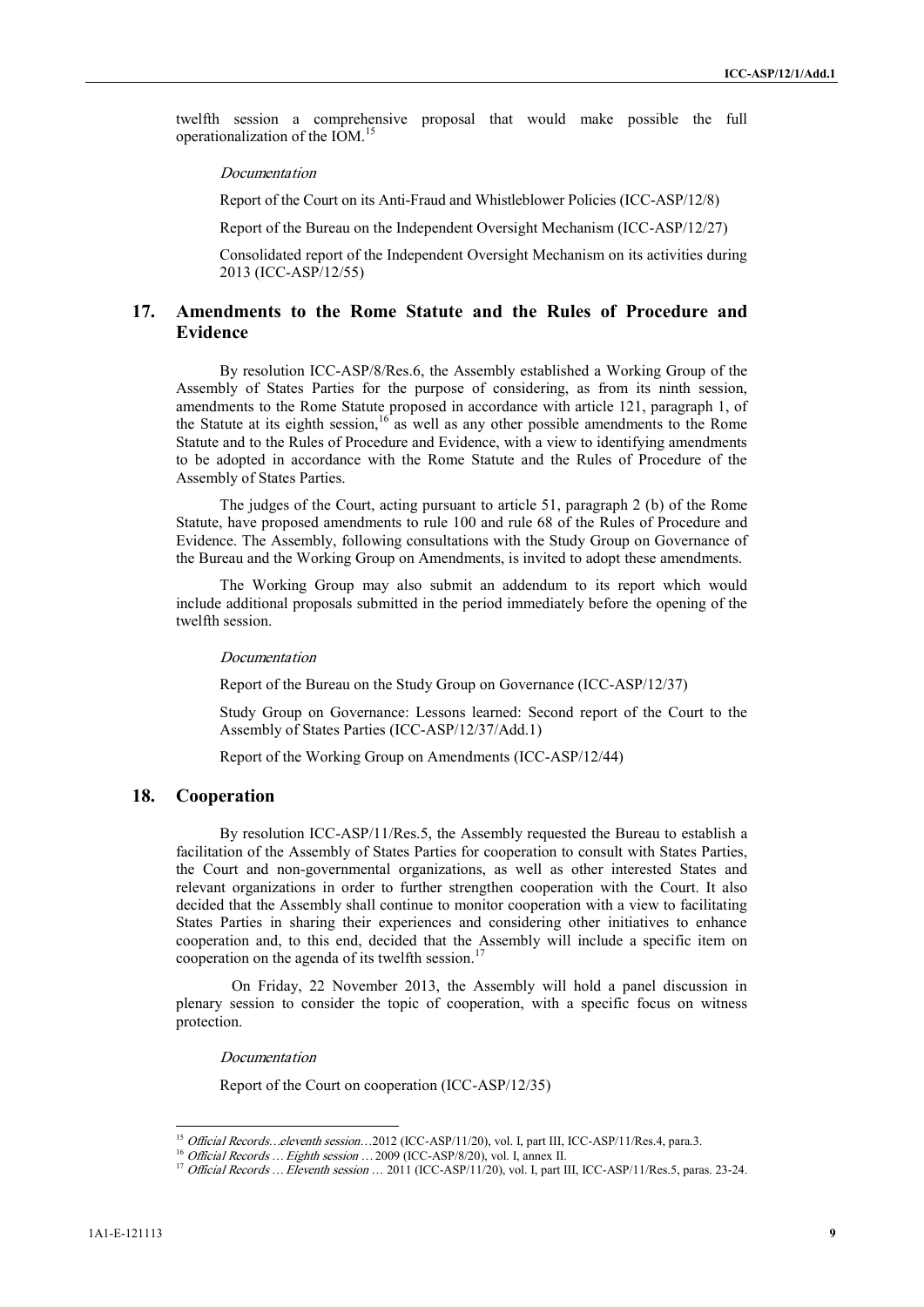twelfth session a comprehensive proposal that would make possible the full operationalization of the IOM.[15]

*Documentation*

Report of the Court on its Anti-Fraud and Whistleblower Policies (ICC-ASP/12/8)

Report of the Bureau on the Independent Oversight Mechanism (ICC-ASP/12/27)

Consolidated report of the Independent Oversight Mechanism on its activities during 2013 (ICC-ASP/12/55)

## 17. Amendments to the Rome Statute and the Rules of Procedure and Evidence

By resolution ICC-ASP/8/Res.6, the Assembly established a Working Group of the Assembly of States Parties for the purpose of considering, as from its ninth session, amendments to the Rome Statute proposed in accordance with article 121, paragraph 1, of the Statute at its eighth session,[16] as well as any other possible amendments to the Rome Statute and to the Rules of Procedure and Evidence, with a view to identifying amendments to be adopted in accordance with the Rome Statute and the Rules of Procedure of the Assembly of States Parties.

The judges of the Court, acting pursuant to article 51, paragraph 2 (b) of the Rome Statute, have proposed amendments to rule 100 and rule 68 of the Rules of Procedure and Evidence. The Assembly, following consultations with the Study Group on Governance of the Bureau and the Working Group on Amendments, is invited to adopt these amendments.

The Working Group may also submit an addendum to its report which would include additional proposals submitted in the period immediately before the opening of the twelfth session.

*Documentation*

Report of the Bureau on the Study Group on Governance (ICC-ASP/12/37)

Study Group on Governance: Lessons learned: Second report of the Court to the Assembly of States Parties (ICC-ASP/12/37/Add.1)

Report of the Working Group on Amendments (ICC-ASP/12/44)

## 18. Cooperation

By resolution ICC-ASP/11/Res.5, the Assembly requested the Bureau to establish a facilitation of the Assembly of States Parties for cooperation to consult with States Parties, the Court and non-governmental organizations, as well as other interested States and relevant organizations in order to further strengthen cooperation with the Court. It also decided that the Assembly shall continue to monitor cooperation with a view to facilitating States Parties in sharing their experiences and considering other initiatives to enhance cooperation and, to this end, decided that the Assembly will include a specific item on cooperation on the agenda of its twelfth session.[17]

On Friday, 22 November 2013, the Assembly will hold a panel discussion in plenary session to consider the topic of cooperation, with a specific focus on witness protection.

*Documentation*

Report of the Court on cooperation (ICC-ASP/12/35)

---

[15] *Official Records…eleventh session…*2012 (ICC-ASP/11/20), vol. I, part III, ICC-ASP/11/Res.4, para.3.

[16] *Official Records … Eighth session …* 2009 (ICC-ASP/8/20), vol. I, annex II.

[17] *Official Records … Eleventh session …* 2011 (ICC-ASP/11/20), vol. I, part III, ICC-ASP/11/Res.5, paras. 23-24.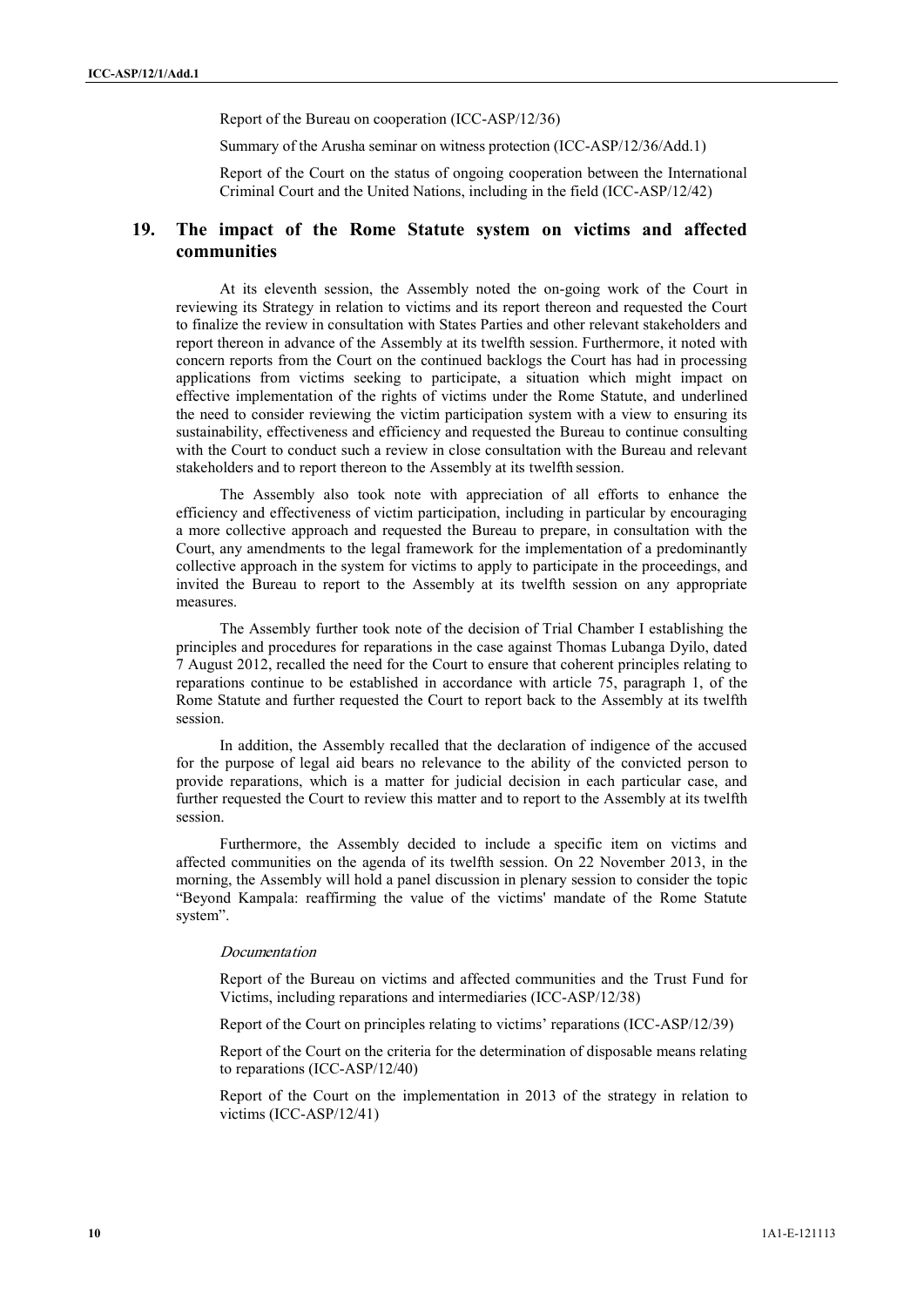Report of the Bureau on cooperation (ICC-ASP/12/36)

Summary of the Arusha seminar on witness protection (ICC-ASP/12/36/Add.1)

Report of the Court on the status of ongoing cooperation between the International Criminal Court and the United Nations, including in the field (ICC-ASP/12/42)

## 19. The impact of the Rome Statute system on victims and affected communities

At its eleventh session, the Assembly noted the on-going work of the Court in reviewing its Strategy in relation to victims and its report thereon and requested the Court to finalize the review in consultation with States Parties and other relevant stakeholders and report thereon in advance of the Assembly at its twelfth session. Furthermore, it noted with concern reports from the Court on the continued backlogs the Court has had in processing applications from victims seeking to participate, a situation which might impact on effective implementation of the rights of victims under the Rome Statute, and underlined the need to consider reviewing the victim participation system with a view to ensuring its sustainability, effectiveness and efficiency and requested the Bureau to continue consulting with the Court to conduct such a review in close consultation with the Bureau and relevant stakeholders and to report thereon to the Assembly at its twelfth session.

The Assembly also took note with appreciation of all efforts to enhance the efficiency and effectiveness of victim participation, including in particular by encouraging a more collective approach and requested the Bureau to prepare, in consultation with the Court, any amendments to the legal framework for the implementation of a predominantly collective approach in the system for victims to apply to participate in the proceedings, and invited the Bureau to report to the Assembly at its twelfth session on any appropriate measures.

The Assembly further took note of the decision of Trial Chamber I establishing the principles and procedures for reparations in the case against Thomas Lubanga Dyilo, dated 7 August 2012, recalled the need for the Court to ensure that coherent principles relating to reparations continue to be established in accordance with article 75, paragraph 1, of the Rome Statute and further requested the Court to report back to the Assembly at its twelfth session.

In addition, the Assembly recalled that the declaration of indigence of the accused for the purpose of legal aid bears no relevance to the ability of the convicted person to provide reparations, which is a matter for judicial decision in each particular case, and further requested the Court to review this matter and to report to the Assembly at its twelfth session.

Furthermore, the Assembly decided to include a specific item on victims and affected communities on the agenda of its twelfth session. On 22 November 2013, in the morning, the Assembly will hold a panel discussion in plenary session to consider the topic "Beyond Kampala: reaffirming the value of the victims' mandate of the Rome Statute system".

*Documentation*

Report of the Bureau on victims and affected communities and the Trust Fund for Victims, including reparations and intermediaries (ICC-ASP/12/38)

Report of the Court on principles relating to victims' reparations (ICC-ASP/12/39)

Report of the Court on the criteria for the determination of disposable means relating to reparations (ICC-ASP/12/40)

Report of the Court on the implementation in 2013 of the strategy in relation to victims (ICC-ASP/12/41)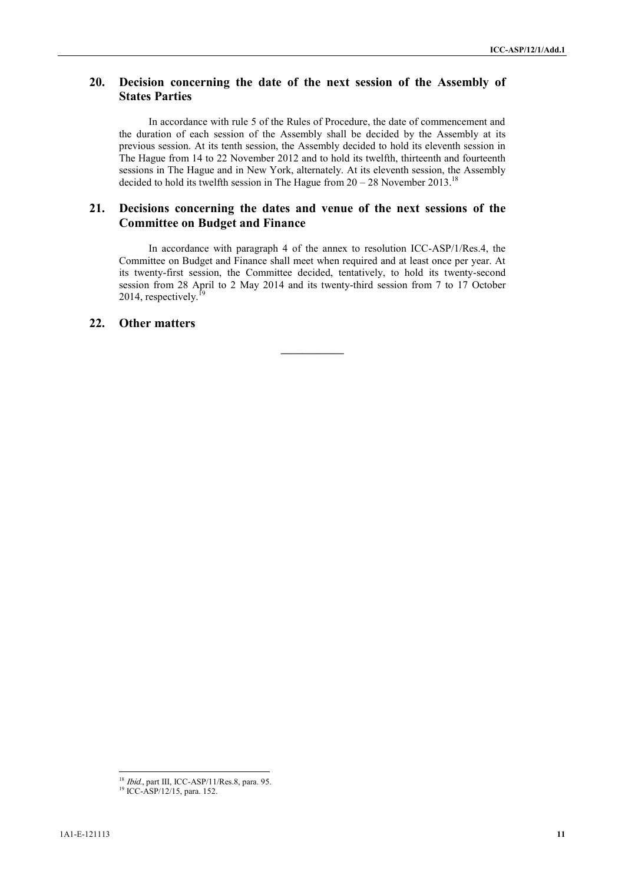## 20. Decision concerning the date of the next session of the Assembly of States Parties

In accordance with rule 5 of the Rules of Procedure, the date of commencement and the duration of each session of the Assembly shall be decided by the Assembly at its previous session. At its tenth session, the Assembly decided to hold its eleventh session in The Hague from 14 to 22 November 2012 and to hold its twelfth, thirteenth and fourteenth sessions in The Hague and in New York, alternately. At its eleventh session, the Assembly decided to hold its twelfth session in The Hague from 20 – 28 November 2013.[18]

## 21. Decisions concerning the dates and venue of the next sessions of the Committee on Budget and Finance

In accordance with paragraph 4 of the annex to resolution ICC-ASP/1/Res.4, the Committee on Budget and Finance shall meet when required and at least once per year. At its twenty-first session, the Committee decided, tentatively, to hold its twenty-second session from 28 April to 2 May 2014 and its twenty-third session from 7 to 17 October 2014, respectively.[19]

## 22. Other matters

---

[18] *Ibid*., part III, ICC-ASP/11/Res.8, para. 95.

[19] ICC-ASP/12/15, para. 152.